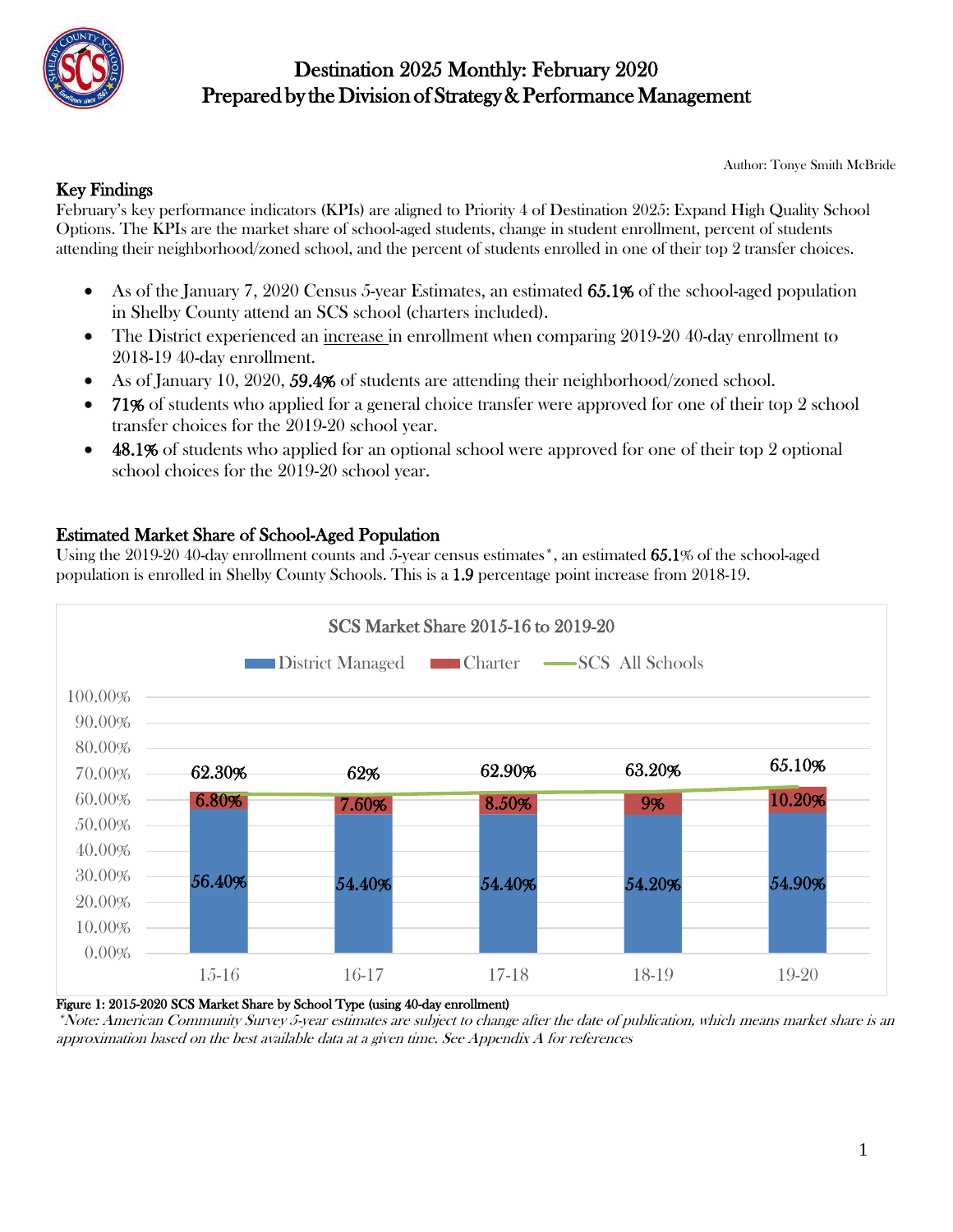# Destination 2025 Monthly: February 2020
## Prepared by the Division of Strategy & Performance Management

Author: Tonye Smith McBride

### Key Findings

February's key performance indicators (KPIs) are aligned to Priority 4 of Destination 2025: Expand High Quality School Options. The KPIs are the market share of school-aged students, change in student enrollment, percent of students attending their neighborhood/zoned school, and the percent of students enrolled in one of their top 2 transfer choices.

- As of the January 7, 2020 Census 5-year Estimates, an estimated **65.1%** of the school-aged population in Shelby County attend an SCS school (charters included).
- The District experienced an increase in enrollment when comparing 2019-20 40-day enrollment to 2018-19 40-day enrollment.
- As of January 10, 2020, **59.4%** of students are attending their neighborhood/zoned school.
- **71%** of students who applied for a general choice transfer were approved for one of their top 2 school transfer choices for the 2019-20 school year.
- **48.1%** of students who applied for an optional school were approved for one of their top 2 optional school choices for the 2019-20 school year.

### Estimated Market Share of School-Aged Population

Using the 2019-20 40-day enrollment counts and 5-year census estimates*, an estimated **65.1**% of the school-aged population is enrolled in Shelby County Schools. This is a **1.9** percentage point increase from 2018-19.

**SCS Market Share 2015-16 to 2019-20**

| | 15-16 | 16-17 | 17-18 | 18-19 | 19-20 |
|---|---|---|---|---|---|
| District Managed | 56.40% | 54.40% | 54.40% | 54.20% | 54.90% |
| Charter | 6.80% | 7.60% | 8.50% | 9% | 10.20% |
| SCS All Schools | 62.30% | 62% | 62.90% | 63.20% | 65.10% |

**Figure 1: 2015-2020 SCS Market Share by School Type (using 40-day enrollment)**

*\*Note: American Community Survey 5-year estimates are subject to change after the date of publication, which means market share is an approximation based on the best available data at a given time. See Appendix A for references*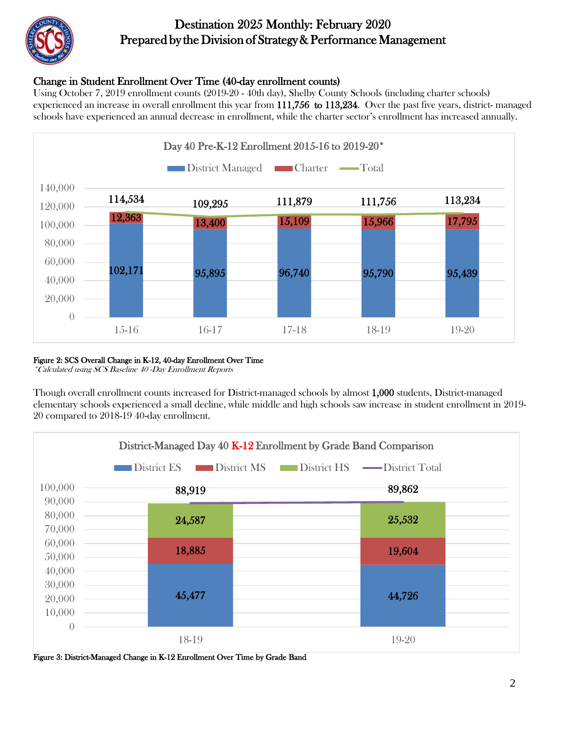# Destination 2025 Monthly: February 2020
## Prepared by the Division of Strategy & Performance Management

### Change in Student Enrollment Over Time (40-day enrollment counts)

Using October 7, 2019 enrollment counts (2019-20 - 40th day), Shelby County Schools (including charter schools) experienced an increase in overall enrollment this year from 111,756 to 113,234. Over the past five years, district- managed schools have experienced an annual decrease in enrollment, while the charter sector's enrollment has increased annually.

**Day 40 Pre-K-12 Enrollment 2015-16 to 2019-20***

| Year | District Managed | Charter | Total |
|---|---|---|---|
| 15-16 | 102,171 | 12,363 | 114,534 |
| 16-17 | 95,895 | 13,400 | 109,295 |
| 17-18 | 96,740 | 15,109 | 111,879 |
| 18-19 | 95,790 | 15,966 | 111,756 |
| 19-20 | 95,439 | 17,795 | 113,234 |

**Figure 2: SCS Overall Change in K-12, 40-day Enrollment Over Time**
*\*Calculated using SCS Baseline 40 -Day Enrollment Reports*

Though overall enrollment counts increased for District-managed schools by almost 1,000 students, District-managed elementary schools experienced a small decline, while middle and high schools saw increase in student enrollment in 2019-20 compared to 2018-19 40-day enrollment.

**District-Managed Day 40 K-12 Enrollment by Grade Band Comparison**

| Year | District ES | District MS | District HS | District Total |
|---|---|---|---|---|
| 18-19 | 45,477 | 18,885 | 24,587 | 88,919 |
| 19-20 | 44,726 | 19,604 | 25,532 | 89,862 |

**Figure 3: District-Managed Change in K-12 Enrollment Over Time by Grade Band**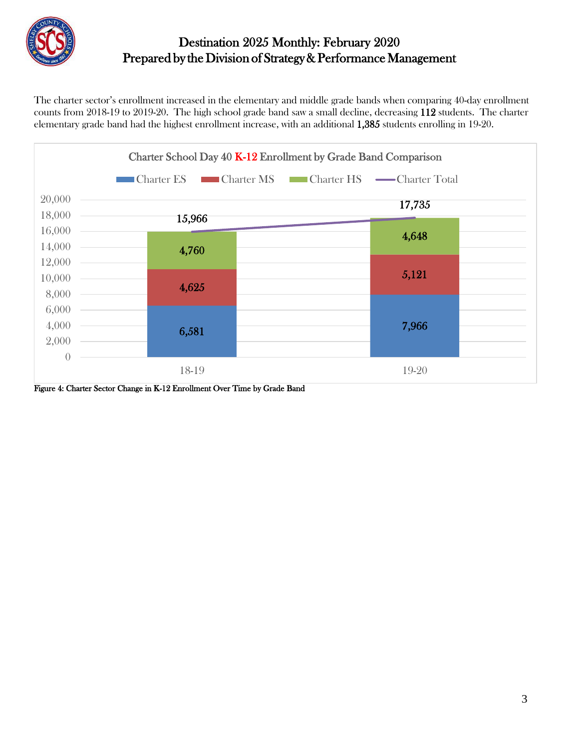# Destination 2025 Monthly: February 2020
## Prepared by the Division of Strategy & Performance Management

The charter sector's enrollment increased in the elementary and middle grade bands when comparing 40-day enrollment counts from 2018-19 to 2019-20. The high school grade band saw a small decline, decreasing **112** students. The charter elementary grade band had the highest enrollment increase, with an additional **1,385** students enrolling in 19-20.

**Charter School Day 40 K-12 Enrollment by Grade Band Comparison**

| | Charter ES | Charter MS | Charter HS | Charter Total |
|---|---|---|---|---|
| 18-19 | 6,581 | 4,625 | 4,760 | 15,966 |
| 19-20 | 7,966 | 5,121 | 4,648 | 17,735 |

**Figure 4: Charter Sector Change in K-12 Enrollment Over Time by Grade Band**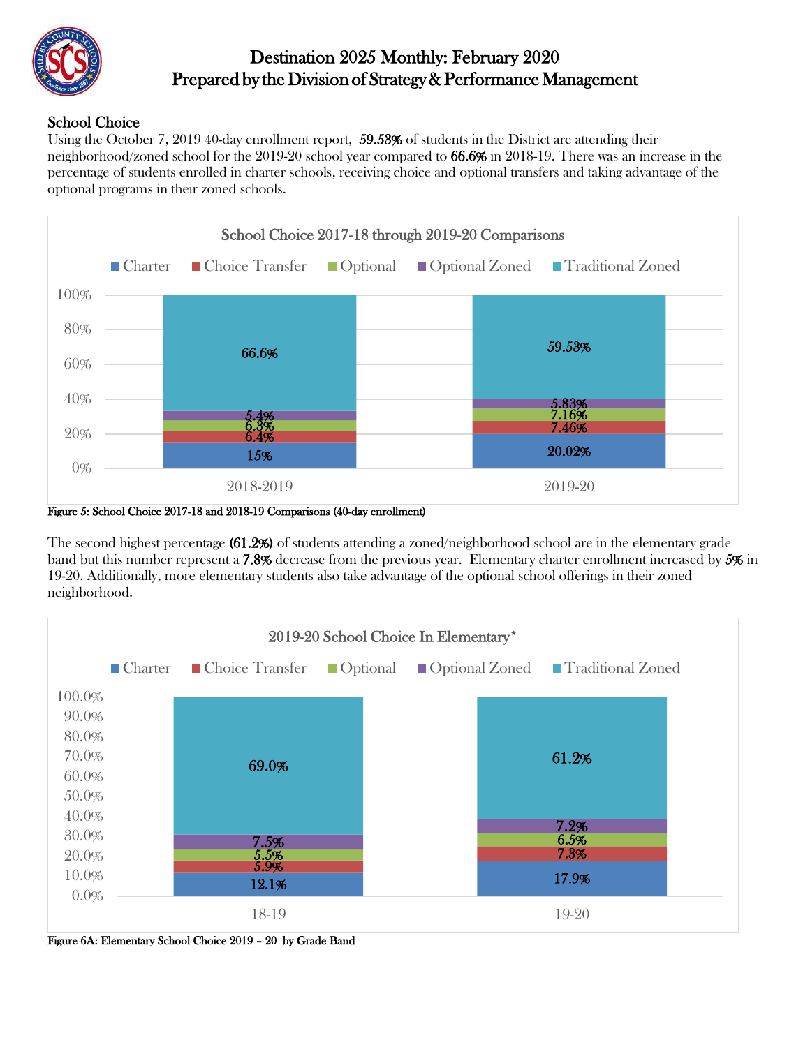# Destination 2025 Monthly: February 2020
# Prepared by the Division of Strategy & Performance Management

## School Choice

Using the October 7, 2019 40-day enrollment report, **59.53%** of students in the District are attending their neighborhood/zoned school for the 2019-20 school year compared to **66.6%** in 2018-19. There was an increase in the percentage of students enrolled in charter schools, receiving choice and optional transfers and taking advantage of the optional programs in their zoned schools.

**School Choice 2017-18 through 2019-20 Comparisons**

| | Charter | Choice Transfer | Optional | Optional Zoned | Traditional Zoned |
|---|---|---|---|---|---|
| 2018-2019 | 15% | 6.4% | 6.3% | 5.4% | 66.6% |
| 2019-20 | 20.02% | 7.46% | 7.16% | 5.83% | 59.53% |

**Figure 5: School Choice 2017-18 and 2018-19 Comparisons (40-day enrollment)**

The second highest percentage **(61.2%)** of students attending a zoned/neighborhood school are in the elementary grade band but this number represent a **7.8%** decrease from the previous year. Elementary charter enrollment increased by **5%** in 19-20. Additionally, more elementary students also take advantage of the optional school offerings in their zoned neighborhood.

**2019-20 School Choice In Elementary***

| | Charter | Choice Transfer | Optional | Optional Zoned | Traditional Zoned |
|---|---|---|---|---|---|
| 18-19 | 12.1% | 5.9% | 5.5% | 7.5% | 69.0% |
| 19-20 | 17.9% | 7.3% | 6.5% | 7.2% | 61.2% |

**Figure 6A: Elementary School Choice 2019 – 20 by Grade Band**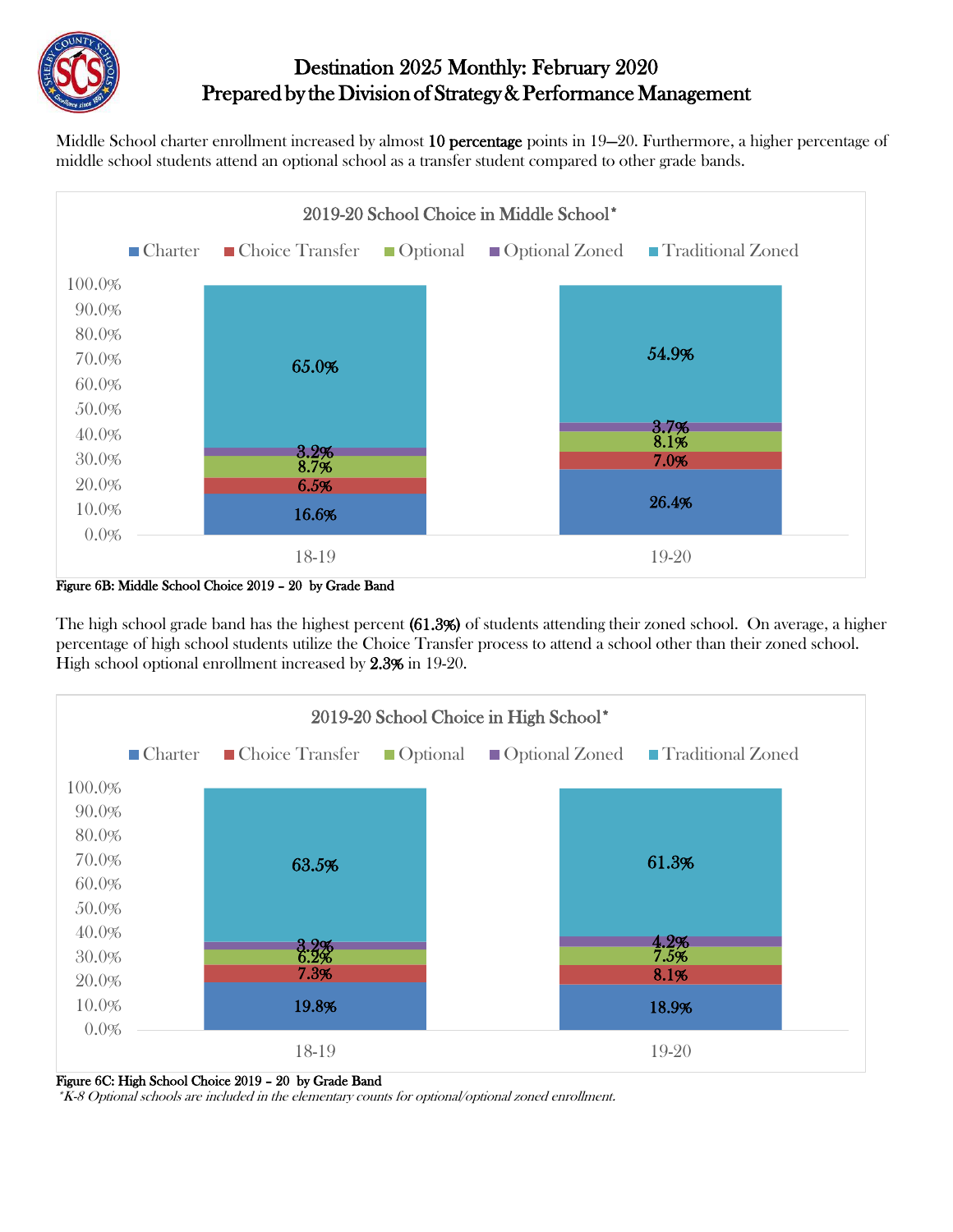# Destination 2025 Monthly: February 2020
## Prepared by the Division of Strategy & Performance Management

Middle School charter enrollment increased by almost **10 percentage** points in 19—20. Furthermore, a higher percentage of middle school students attend an optional school as a transfer student compared to other grade bands.

**2019-20 School Choice in Middle School***

| | 18-19 | 19-20 |
|---|---|---|
| Charter | 16.6% | 26.4% |
| Choice Transfer | 6.5% | 7.0% |
| Optional | 8.7% | 8.1% |
| Optional Zoned | 3.2% | 3.7% |
| Traditional Zoned | 65.0% | 54.9% |

**Figure 6B: Middle School Choice 2019 – 20 by Grade Band**

The high school grade band has the highest percent **(61.3%)** of students attending their zoned school. On average, a higher percentage of high school students utilize the Choice Transfer process to attend a school other than their zoned school. High school optional enrollment increased by **2.3%** in 19-20.

**2019-20 School Choice in High School***

| | 18-19 | 19-20 |
|---|---|---|
| Charter | 19.8% | 18.9% |
| Choice Transfer | 7.3% | 8.1% |
| Optional | 6.2% | 7.5% |
| Optional Zoned | 3.2% | 4.2% |
| Traditional Zoned | 63.5% | 61.3% |

**Figure 6C: High School Choice 2019 – 20 by Grade Band**

*\*K-8 Optional schools are included in the elementary counts for optional/optional zoned enrollment.*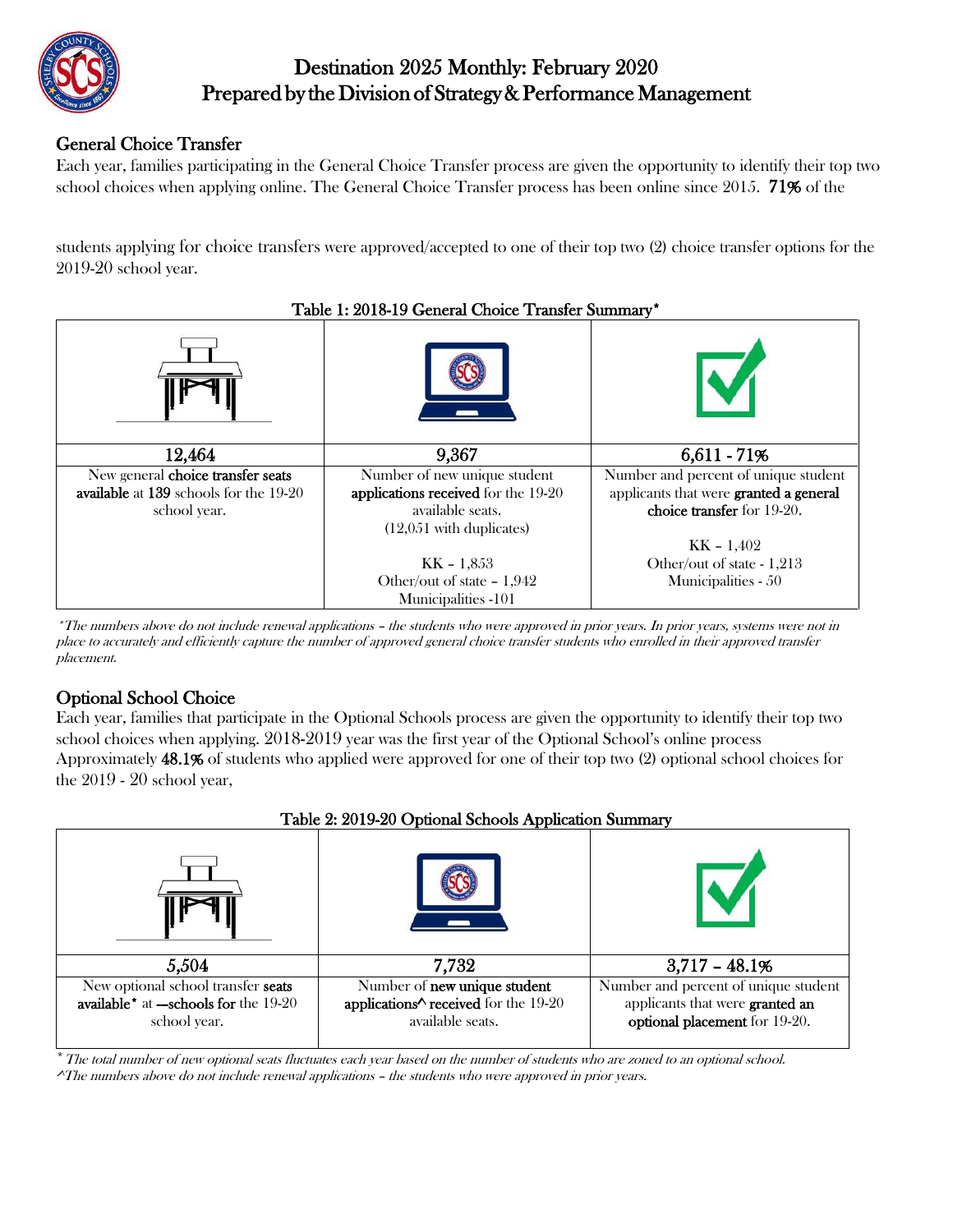# Destination 2025 Monthly: February 2020
## Prepared by the Division of Strategy & Performance Management

### General Choice Transfer

Each year, families participating in the General Choice Transfer process are given the opportunity to identify their top two school choices when applying online. The General Choice Transfer process has been online since 2015. **71%** of the

students applying for choice transfers were approved/accepted to one of their top two (2) choice transfer options for the 2019-20 school year.

**Table 1: 2018-19 General Choice Transfer Summary***

| 12,464 | 9,367 | 6,611 - 71% |
|---|---|---|
| New general **choice transfer seats available** at **139** schools for the 19-20 school year. | Number of new unique student **applications received** for the 19-20 available seats. (12,051 with duplicates) KK – 1,853 Other/out of state – 1,942 Municipalities -101 | Number and percent of unique student applicants that were **granted a general choice transfer** for 19-20. KK – 1,402 Other/out of state - 1,213 Municipalities - 50 |

**The numbers above do not include renewal applications – the students who were approved in prior years. In prior years, systems were not in place to accurately and efficiently capture the number of approved general choice transfer students who enrolled in their approved transfer placement.*

### Optional School Choice

Each year, families that participate in the Optional Schools process are given the opportunity to identify their top two school choices when applying. 2018-2019 year was the first year of the Optional School's online process Approximately **48.1%** of students who applied were approved for one of their top two (2) optional school choices for the 2019 - 20 school year,

**Table 2: 2019-20 Optional Schools Application Summary**

| 5,504 | 7,732 | 3,717 – 48.1% |
|---|---|---|
| New optional school transfer **seats available*** at **—schools for** the 19-20 school year. | Number of **new unique student applications^ received** for the 19-20 available seats. | Number and percent of unique student applicants that were **granted an optional placement** for 19-20. |

** The total number of new optional seats fluctuates each year based on the number of students who are zoned to an optional school.*

*^The numbers above do not include renewal applications – the students who were approved in prior years.*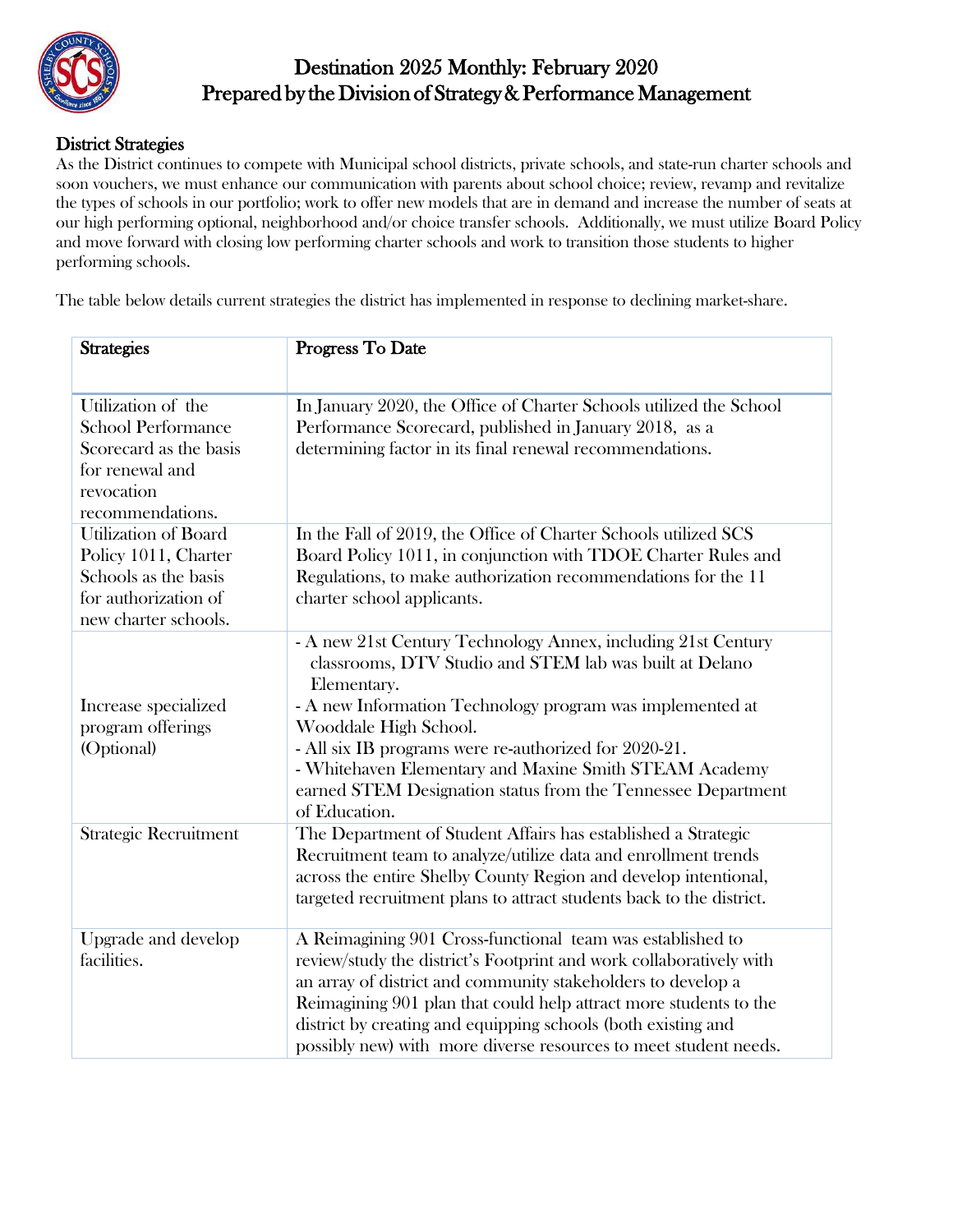# Destination 2025 Monthly: February 2020
## Prepared by the Division of Strategy & Performance Management

### District Strategies

As the District continues to compete with Municipal school districts, private schools, and state-run charter schools and soon vouchers, we must enhance our communication with parents about school choice; review, revamp and revitalize the types of schools in our portfolio; work to offer new models that are in demand and increase the number of seats at our high performing optional, neighborhood and/or choice transfer schools. Additionally, we must utilize Board Policy and move forward with closing low performing charter schools and work to transition those students to higher performing schools.

The table below details current strategies the district has implemented in response to declining market-share.

| Strategies | Progress To Date |
|---|---|
| Utilization of the School Performance Scorecard as the basis for renewal and revocation recommendations. | In January 2020, the Office of Charter Schools utilized the School Performance Scorecard, published in January 2018, as a determining factor in its final renewal recommendations. |
| Utilization of Board Policy 1011, Charter Schools as the basis for authorization of new charter schools. | In the Fall of 2019, the Office of Charter Schools utilized SCS Board Policy 1011, in conjunction with TDOE Charter Rules and Regulations, to make authorization recommendations for the 11 charter school applicants. |
| Increase specialized program offerings (Optional) | - A new 21st Century Technology Annex, including 21st Century classrooms, DTV Studio and STEM lab was built at Delano Elementary.<br>- A new Information Technology program was implemented at Wooddale High School.<br>- All six IB programs were re-authorized for 2020-21.<br>- Whitehaven Elementary and Maxine Smith STEAM Academy earned STEM Designation status from the Tennessee Department of Education. |
| Strategic Recruitment | The Department of Student Affairs has established a Strategic Recruitment team to analyze/utilize data and enrollment trends across the entire Shelby County Region and develop intentional, targeted recruitment plans to attract students back to the district. |
| Upgrade and develop facilities. | A Reimagining 901 Cross-functional team was established to review/study the district's Footprint and work collaboratively with an array of district and community stakeholders to develop a Reimagining 901 plan that could help attract more students to the district by creating and equipping schools (both existing and possibly new) with more diverse resources to meet student needs. |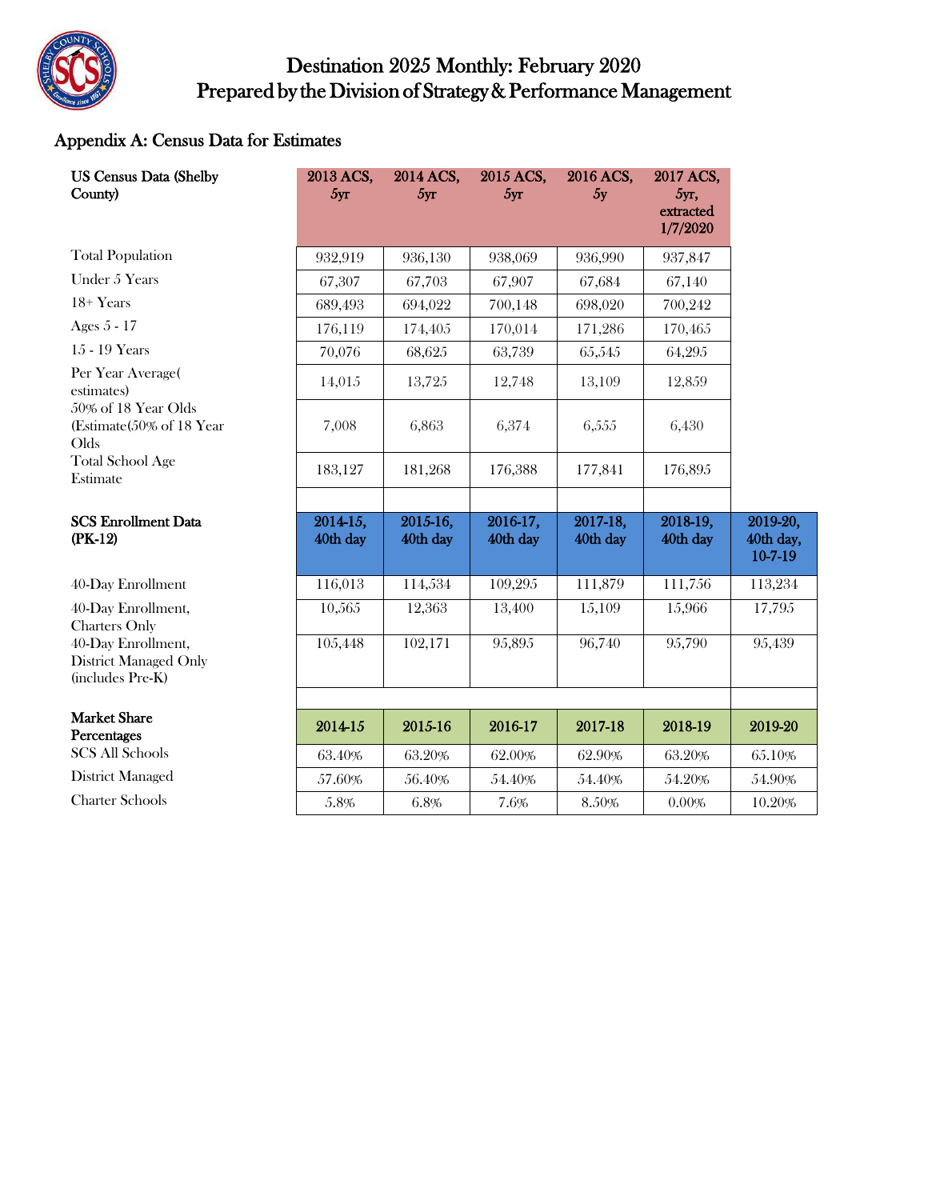# Destination 2025 Monthly: February 2020
## Prepared by the Division of Strategy & Performance Management

### Appendix A: Census Data for Estimates

| US Census Data (Shelby County) | 2013 ACS, 5yr | 2014 ACS, 5yr | 2015 ACS, 5yr | 2016 ACS, 5y | 2017 ACS, 5yr, extracted 1/7/2020 |
|---|---|---|---|---|---|
| Total Population | 932,919 | 936,130 | 938,069 | 936,990 | 937,847 |
| Under 5 Years | 67,307 | 67,703 | 67,907 | 67,684 | 67,140 |
| 18+ Years | 689,493 | 694,022 | 700,148 | 698,020 | 700,242 |
| Ages 5 - 17 | 176,119 | 174,405 | 170,014 | 171,286 | 170,465 |
| 15 - 19 Years | 70,076 | 68,625 | 63,739 | 65,545 | 64,295 |
| Per Year Average( estimates) | 14,015 | 13,725 | 12,748 | 13,109 | 12,859 |
| 50% of 18 Year Olds (Estimate(50% of 18 Year Olds | 7,008 | 6,863 | 6,374 | 6,555 | 6,430 |
| Total School Age Estimate | 183,127 | 181,268 | 176,388 | 177,841 | 176,895 |

| SCS Enrollment Data (PK-12) | 2014-15, 40th day | 2015-16, 40th day | 2016-17, 40th day | 2017-18, 40th day | 2018-19, 40th day | 2019-20, 40th day, 10-7-19 |
|---|---|---|---|---|---|---|
| 40-Day Enrollment | 116,013 | 114,534 | 109,295 | 111,879 | 111,756 | 113,234 |
| 40-Day Enrollment, Charters Only | 10,565 | 12,363 | 13,400 | 15,109 | 15,966 | 17,795 |
| 40-Day Enrollment, District Managed Only (includes Pre-K) | 105,448 | 102,171 | 95,895 | 96,740 | 95,790 | 95,439 |

| Market Share Percentages | 2014-15 | 2015-16 | 2016-17 | 2017-18 | 2018-19 | 2019-20 |
|---|---|---|---|---|---|---|
| SCS All Schools | 63.40% | 63.20% | 62.00% | 62.90% | 63.20% | 65.10% |
| District Managed | 57.60% | 56.40% | 54.40% | 54.40% | 54.20% | 54.90% |
| Charter Schools | 5.8% | 6.8% | 7.6% | 8.50% | 0.00% | 10.20% |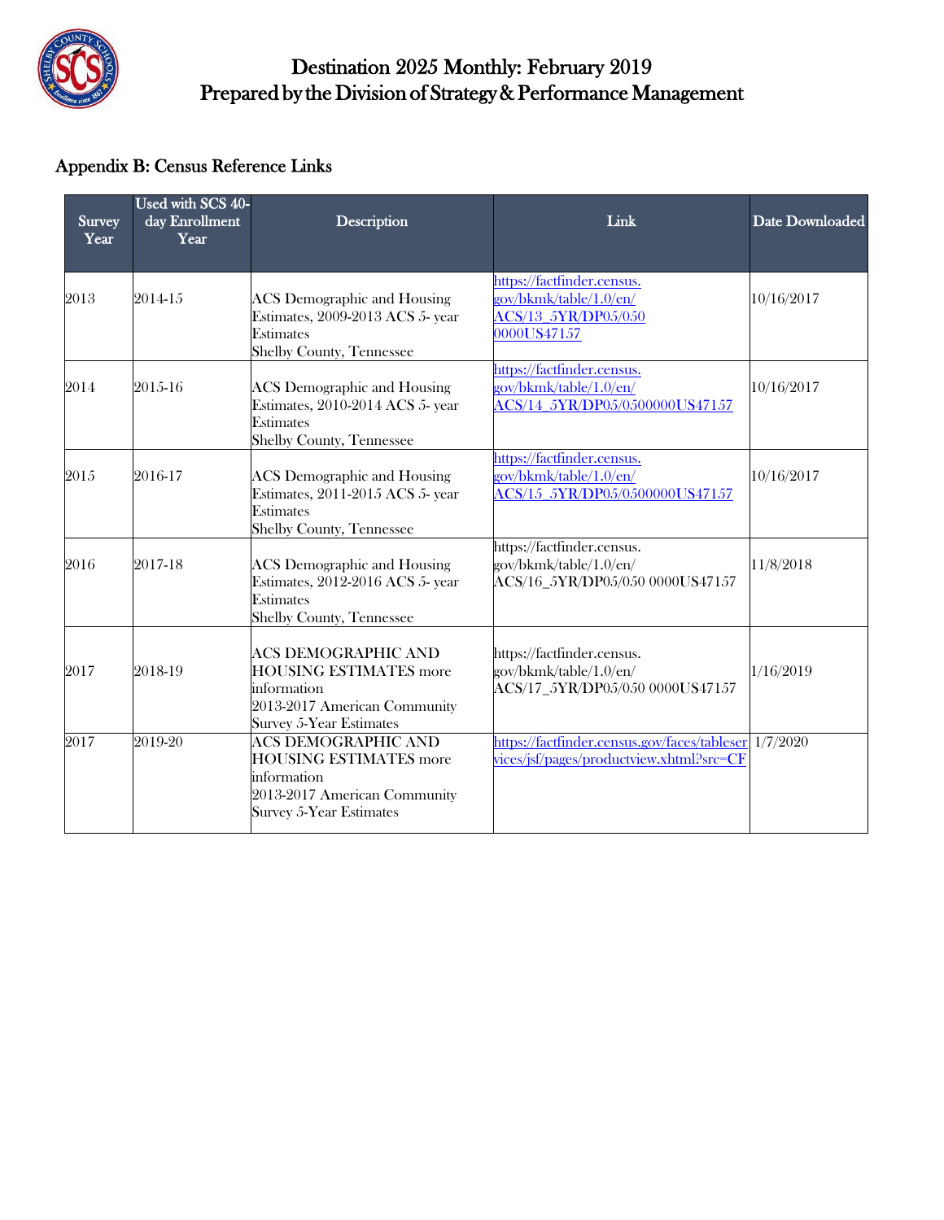# Destination 2025 Monthly: February 2019
# Prepared by the Division of Strategy & Performance Management

## Appendix B: Census Reference Links

| Survey Year | Used with SCS 40-day Enrollment Year | Description | Link | Date Downloaded |
|---|---|---|---|---|
| 2013 | 2014-15 | ACS Demographic and Housing Estimates, 2009-2013 ACS 5- year Estimates Shelby County, Tennessee | https://factfinder.census.gov/bkmk/table/1.0/en/ACS/13_5YR/DP05/0500000US47157 | 10/16/2017 |
| 2014 | 2015-16 | ACS Demographic and Housing Estimates, 2010-2014 ACS 5- year Estimates Shelby County, Tennessee | https://factfinder.census.gov/bkmk/table/1.0/en/ACS/14_5YR/DP05/0500000US47157 | 10/16/2017 |
| 2015 | 2016-17 | ACS Demographic and Housing Estimates, 2011-2015 ACS 5- year Estimates Shelby County, Tennessee | https://factfinder.census.gov/bkmk/table/1.0/en/ACS/15_5YR/DP05/0500000US47157 | 10/16/2017 |
| 2016 | 2017-18 | ACS Demographic and Housing Estimates, 2012-2016 ACS 5- year Estimates Shelby County, Tennessee | https://factfinder.census.gov/bkmk/table/1.0/en/ACS/16_5YR/DP05/050 0000US47157 | 11/8/2018 |
| 2017 | 2018-19 | ACS DEMOGRAPHIC AND HOUSING ESTIMATES more information 2013-2017 American Community Survey 5-Year Estimates | https://factfinder.census.gov/bkmk/table/1.0/en/ACS/17_5YR/DP05/050 0000US47157 | 1/16/2019 |
| 2017 | 2019-20 | ACS DEMOGRAPHIC AND HOUSING ESTIMATES more information 2013-2017 American Community Survey 5-Year Estimates | https://factfinder.census.gov/faces/tableservices/jsf/pages/productview.xhtml?src=CF | 1/7/2020 |